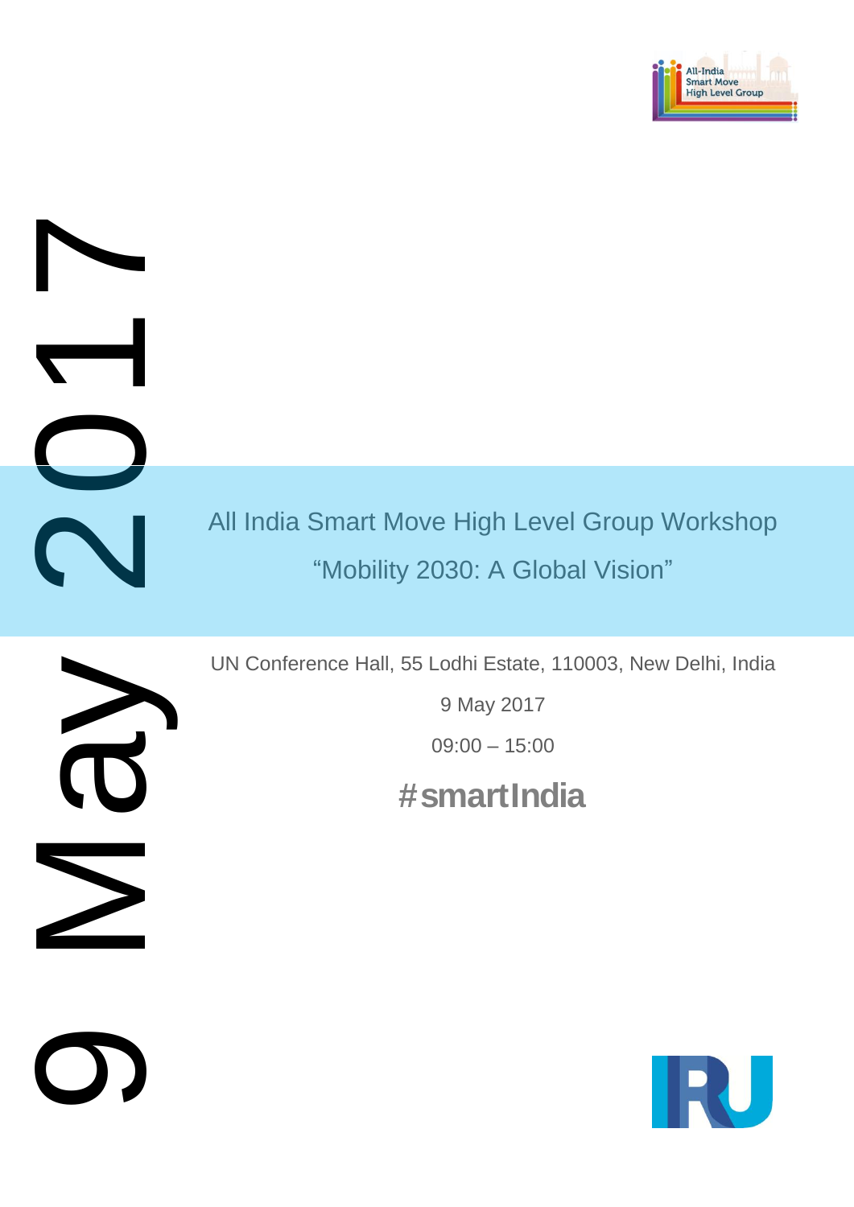9 May 2017

# All India Smart Move High Level Group Workshop

## "Mobility 2030: A Global Vision"

UN Conference Hall, 55 Lodhi Estate, 110003, New Delhi, India

9 May 2017

09:00 – 15:00

**#smartIndia**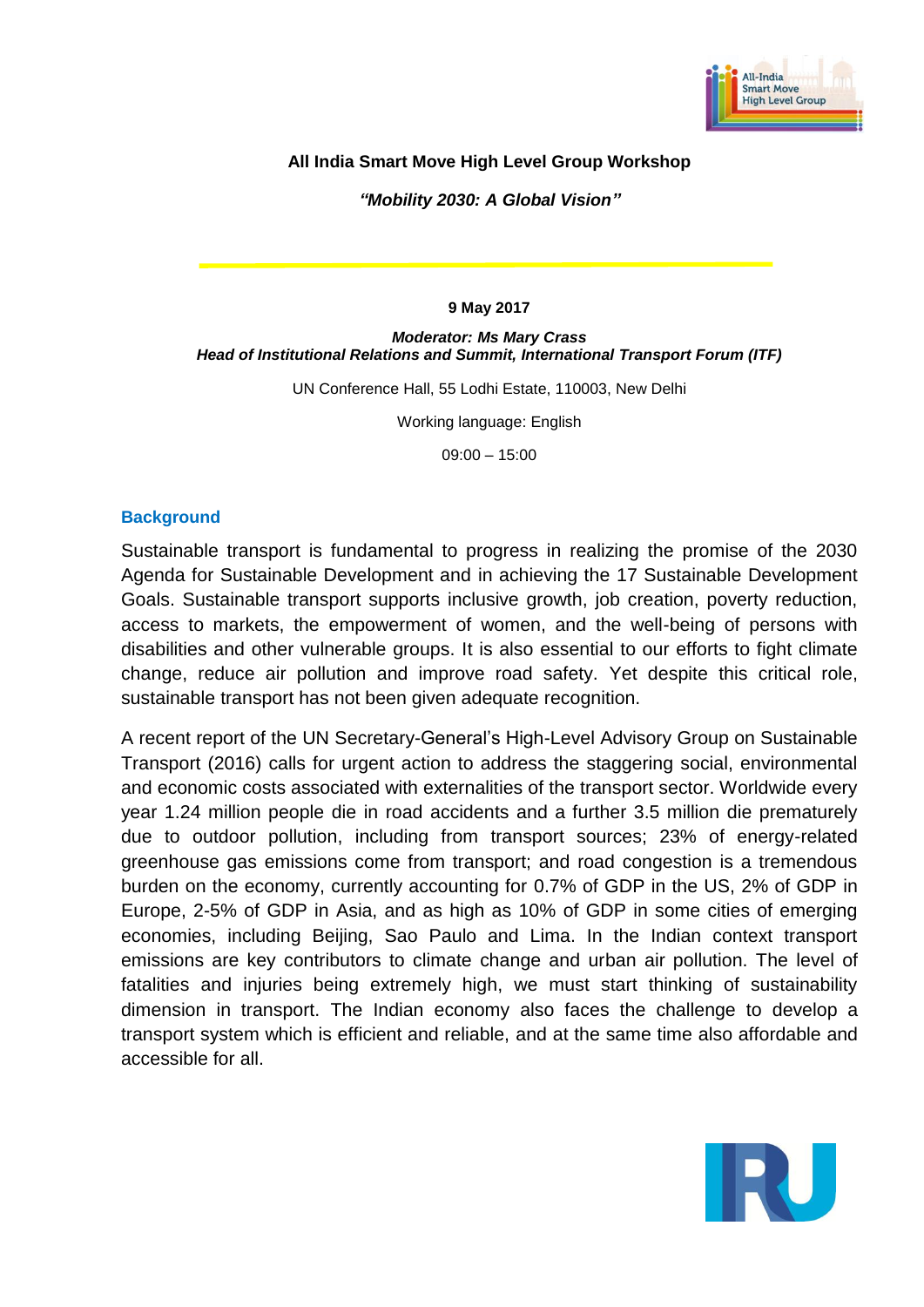**All India Smart Move High Level Group Workshop**

***"Mobility 2030: A Global Vision"***

**9 May 2017**

***Moderator: Ms Mary Crass***
***Head of Institutional Relations and Summit, International Transport Forum (ITF)***

UN Conference Hall, 55 Lodhi Estate, 110003, New Delhi

Working language: English

09:00 – 15:00

## Background

Sustainable transport is fundamental to progress in realizing the promise of the 2030 Agenda for Sustainable Development and in achieving the 17 Sustainable Development Goals. Sustainable transport supports inclusive growth, job creation, poverty reduction, access to markets, the empowerment of women, and the well-being of persons with disabilities and other vulnerable groups. It is also essential to our efforts to fight climate change, reduce air pollution and improve road safety. Yet despite this critical role, sustainable transport has not been given adequate recognition.

A recent report of the UN Secretary-General's High-Level Advisory Group on Sustainable Transport (2016) calls for urgent action to address the staggering social, environmental and economic costs associated with externalities of the transport sector. Worldwide every year 1.24 million people die in road accidents and a further 3.5 million die prematurely due to outdoor pollution, including from transport sources; 23% of energy-related greenhouse gas emissions come from transport; and road congestion is a tremendous burden on the economy, currently accounting for 0.7% of GDP in the US, 2% of GDP in Europe, 2-5% of GDP in Asia, and as high as 10% of GDP in some cities of emerging economies, including Beijing, Sao Paulo and Lima. In the Indian context transport emissions are key contributors to climate change and urban air pollution. The level of fatalities and injuries being extremely high, we must start thinking of sustainability dimension in transport. The Indian economy also faces the challenge to develop a transport system which is efficient and reliable, and at the same time also affordable and accessible for all.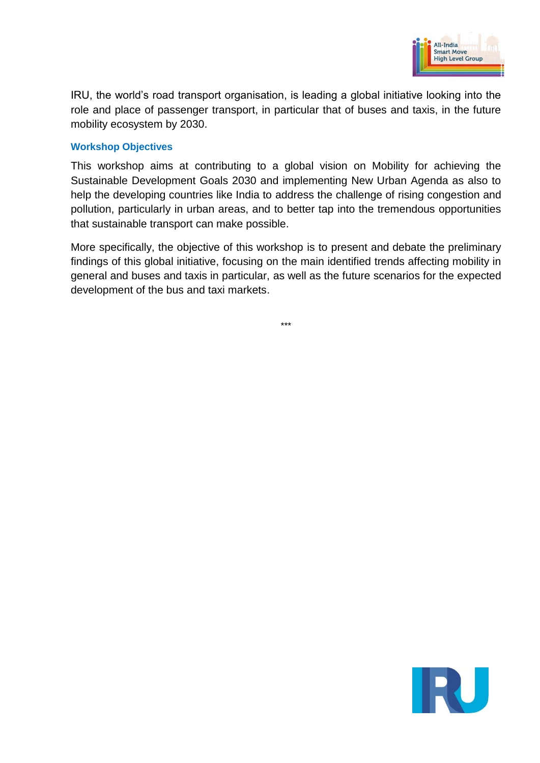IRU, the world's road transport organisation, is leading a global initiative looking into the role and place of passenger transport, in particular that of buses and taxis, in the future mobility ecosystem by 2030.

### Workshop Objectives

This workshop aims at contributing to a global vision on Mobility for achieving the Sustainable Development Goals 2030 and implementing New Urban Agenda as also to help the developing countries like India to address the challenge of rising congestion and pollution, particularly in urban areas, and to better tap into the tremendous opportunities that sustainable transport can make possible.

More specifically, the objective of this workshop is to present and debate the preliminary findings of this global initiative, focusing on the main identified trends affecting mobility in general and buses and taxis in particular, as well as the future scenarios for the expected development of the bus and taxi markets.

***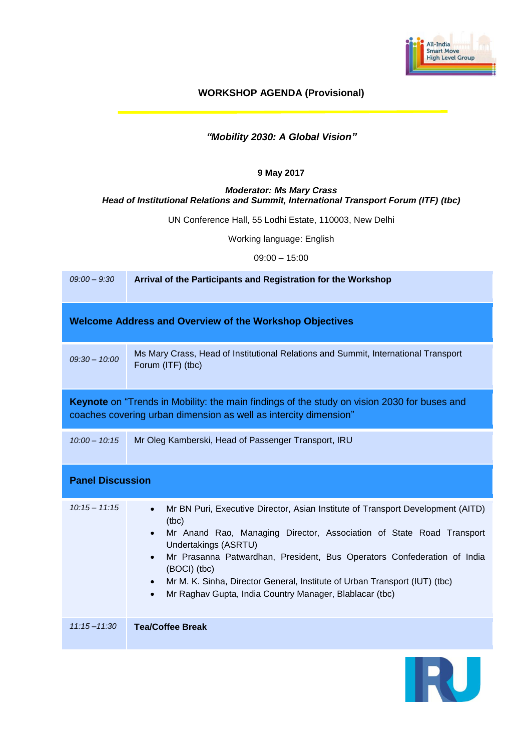## WORKSHOP AGENDA (Provisional)

### *"Mobility 2030: A Global Vision"*

**9 May 2017**

***Moderator: Ms Mary Crass***
***Head of Institutional Relations and Summit, International Transport Forum (ITF) (tbc)***

UN Conference Hall, 55 Lodhi Estate, 110003, New Delhi

Working language: English

09:00 – 15:00

| | |
|---|---|
| *09:00 – 9:30* | **Arrival of the Participants and Registration for the Workshop** |
| **Welcome Address and Overview of the Workshop Objectives** | |
| *09:30 – 10:00* | Ms Mary Crass, Head of Institutional Relations and Summit, International Transport Forum (ITF) (tbc) |
| **Keynote** on "Trends in Mobility: the main findings of the study on vision 2030 for buses and coaches covering urban dimension as well as intercity dimension" | |
| *10:00 – 10:15* | Mr Oleg Kamberski, Head of Passenger Transport, IRU |
| **Panel Discussion** | |
| *10:15 – 11:15* | • Mr BN Puri, Executive Director, Asian Institute of Transport Development (AITD) (tbc)<br>• Mr Anand Rao, Managing Director, Association of State Road Transport Undertakings (ASRTU)<br>• Mr Prasanna Patwardhan, President, Bus Operators Confederation of India (BOCI) (tbc)<br>• Mr M. K. Sinha, Director General, Institute of Urban Transport (IUT) (tbc)<br>• Mr Raghav Gupta, India Country Manager, Blablacar (tbc) |
| *11:15 –11:30* | **Tea/Coffee Break** |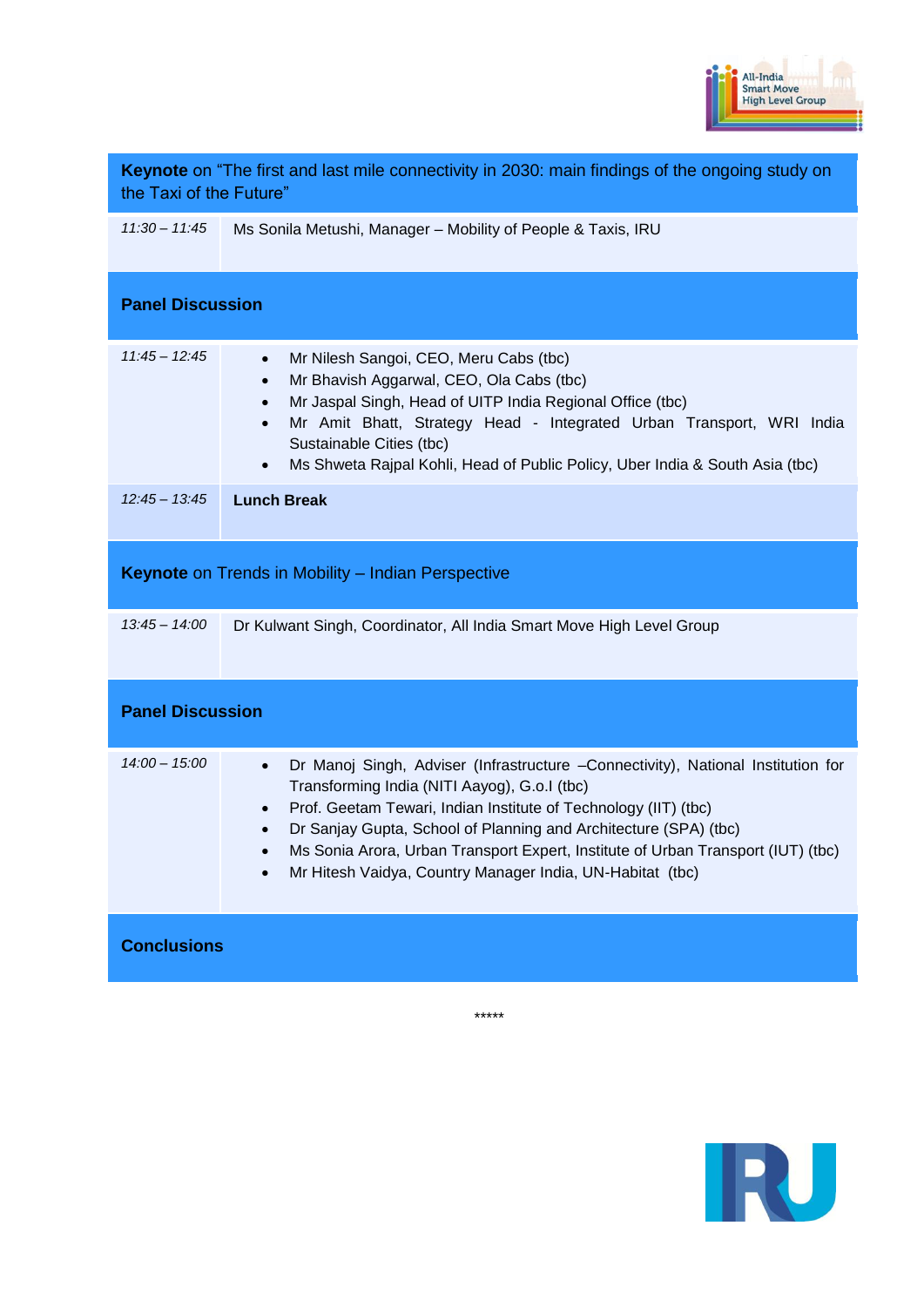**Keynote** on "The first and last mile connectivity in 2030: main findings of the ongoing study on the Taxi of the Future"

| | |
|---|---|
| *11:30 – 11:45* | Ms Sonila Metushi, Manager – Mobility of People & Taxis, IRU |

**Panel Discussion**

| | |
|---|---|
| *11:45 – 12:45* | • Mr Nilesh Sangoi, CEO, Meru Cabs (tbc)<br>• Mr Bhavish Aggarwal, CEO, Ola Cabs (tbc)<br>• Mr Jaspal Singh, Head of UITP India Regional Office (tbc)<br>• Mr Amit Bhatt, Strategy Head - Integrated Urban Transport, WRI India Sustainable Cities (tbc)<br>• Ms Shweta Rajpal Kohli, Head of Public Policy, Uber India & South Asia (tbc) |
| *12:45 – 13:45* | **Lunch Break** |

**Keynote** on Trends in Mobility – Indian Perspective

| | |
|---|---|
| *13:45 – 14:00* | Dr Kulwant Singh, Coordinator, All India Smart Move High Level Group |

**Panel Discussion**

| | |
|---|---|
| *14:00 – 15:00* | • Dr Manoj Singh, Adviser (Infrastructure –Connectivity), National Institution for Transforming India (NITI Aayog), G.o.I (tbc)<br>• Prof. Geetam Tewari, Indian Institute of Technology (IIT) (tbc)<br>• Dr Sanjay Gupta, School of Planning and Architecture (SPA) (tbc)<br>• Ms Sonia Arora, Urban Transport Expert, Institute of Urban Transport (IUT) (tbc)<br>• Mr Hitesh Vaidya, Country Manager India, UN-Habitat (tbc) |

**Conclusions**

*****